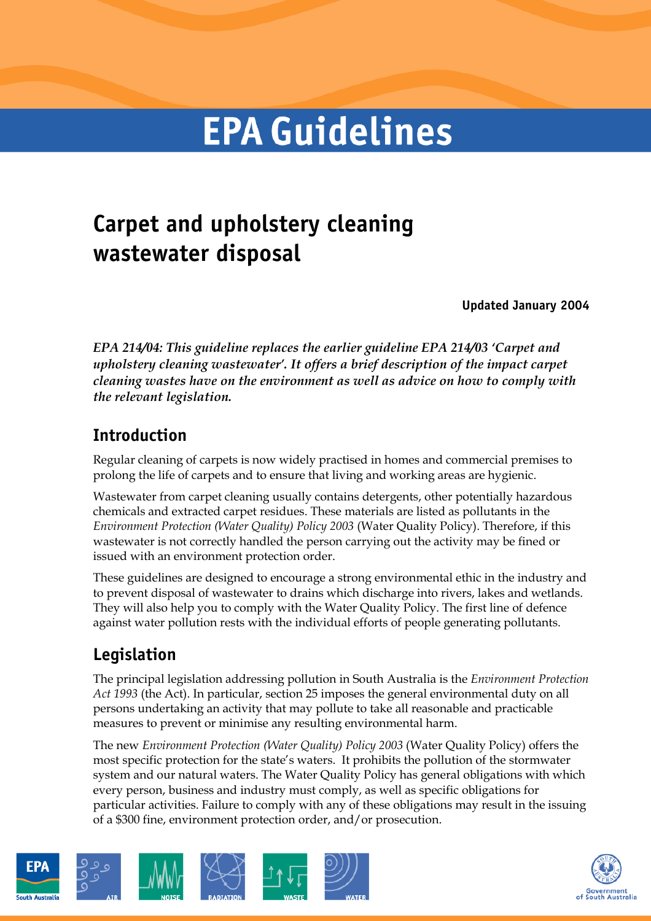# EPA Guidelines

## Carpet and upholstery cleaning wastewater disposal

**Updated January 2004**

***EPA 214/04: This guideline replaces the earlier guideline EPA 214/03 'Carpet and upholstery cleaning wastewater'. It offers a brief description of the impact carpet cleaning wastes have on the environment as well as advice on how to comply with the relevant legislation.***

## Introduction

Regular cleaning of carpets is now widely practised in homes and commercial premises to prolong the life of carpets and to ensure that living and working areas are hygienic.

Wastewater from carpet cleaning usually contains detergents, other potentially hazardous chemicals and extracted carpet residues. These materials are listed as pollutants in the *Environment Protection (Water Quality) Policy 2003* (Water Quality Policy). Therefore, if this wastewater is not correctly handled the person carrying out the activity may be fined or issued with an environment protection order.

These guidelines are designed to encourage a strong environmental ethic in the industry and to prevent disposal of wastewater to drains which discharge into rivers, lakes and wetlands. They will also help you to comply with the Water Quality Policy. The first line of defence against water pollution rests with the individual efforts of people generating pollutants.

## Legislation

The principal legislation addressing pollution in South Australia is the *Environment Protection Act 1993* (the Act). In particular, section 25 imposes the general environmental duty on all persons undertaking an activity that may pollute to take all reasonable and practicable measures to prevent or minimise any resulting environmental harm.

The new *Environment Protection (Water Quality) Policy 2003* (Water Quality Policy) offers the most specific protection for the state's waters. It prohibits the pollution of the stormwater system and our natural waters. The Water Quality Policy has general obligations with which every person, business and industry must comply, as well as specific obligations for particular activities. Failure to comply with any of these obligations may result in the issuing of a $300 fine, environment protection order, and/or prosecution.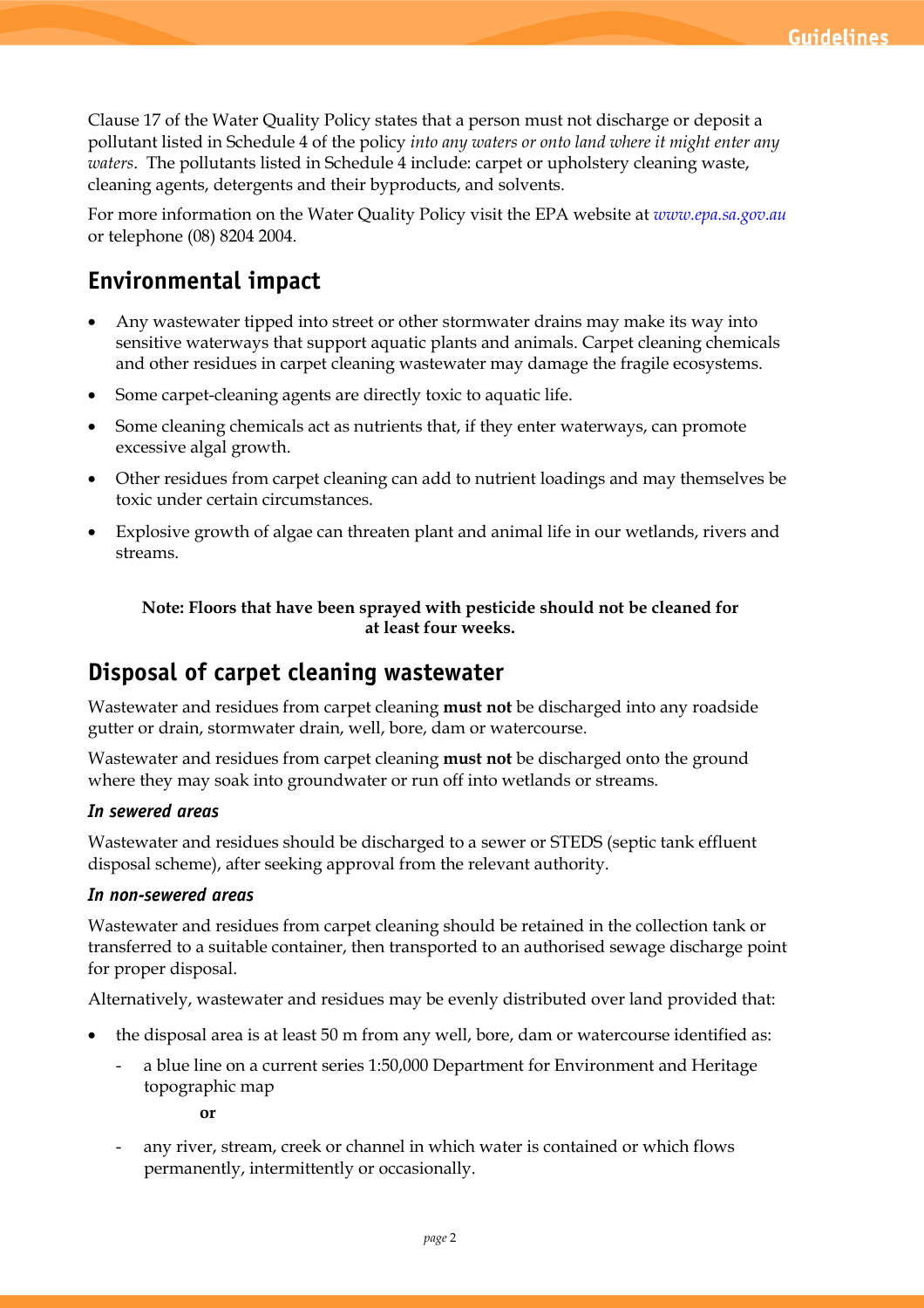Clause 17 of the Water Quality Policy states that a person must not discharge or deposit a pollutant listed in Schedule 4 of the policy *into any waters or onto land where it might enter any waters*. The pollutants listed in Schedule 4 include: carpet or upholstery cleaning waste, cleaning agents, detergents and their byproducts, and solvents.

For more information on the Water Quality Policy visit the EPA website at *www.epa.sa.gov.au* or telephone (08) 8204 2004.

## Environmental impact

- Any wastewater tipped into street or other stormwater drains may make its way into sensitive waterways that support aquatic plants and animals. Carpet cleaning chemicals and other residues in carpet cleaning wastewater may damage the fragile ecosystems.
- Some carpet-cleaning agents are directly toxic to aquatic life.
- Some cleaning chemicals act as nutrients that, if they enter waterways, can promote excessive algal growth.
- Other residues from carpet cleaning can add to nutrient loadings and may themselves be toxic under certain circumstances.
- Explosive growth of algae can threaten plant and animal life in our wetlands, rivers and streams.

**Note: Floors that have been sprayed with pesticide should not be cleaned for at least four weeks.**

## Disposal of carpet cleaning wastewater

Wastewater and residues from carpet cleaning **must not** be discharged into any roadside gutter or drain, stormwater drain, well, bore, dam or watercourse.

Wastewater and residues from carpet cleaning **must not** be discharged onto the ground where they may soak into groundwater or run off into wetlands or streams.

### *In sewered areas*

Wastewater and residues should be discharged to a sewer or STEDS (septic tank effluent disposal scheme), after seeking approval from the relevant authority.

### *In non-sewered areas*

Wastewater and residues from carpet cleaning should be retained in the collection tank or transferred to a suitable container, then transported to an authorised sewage discharge point for proper disposal.

Alternatively, wastewater and residues may be evenly distributed over land provided that:

- the disposal area is at least 50 m from any well, bore, dam or watercourse identified as:
  - a blue line on a current series 1:50,000 Department for Environment and Heritage topographic map

    **or**

  - any river, stream, creek or channel in which water is contained or which flows permanently, intermittently or occasionally.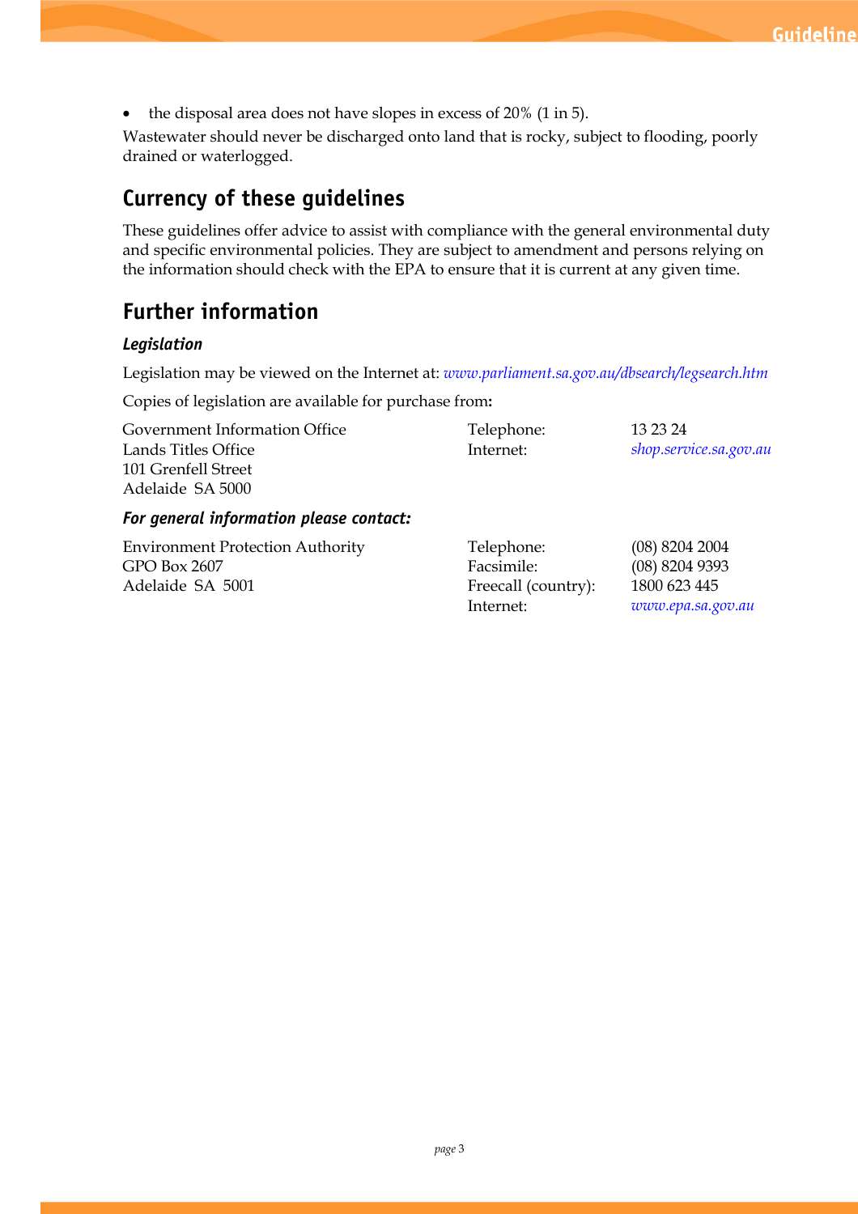- the disposal area does not have slopes in excess of 20% (1 in 5).

Wastewater should never be discharged onto land that is rocky, subject to flooding, poorly drained or waterlogged.

## Currency of these guidelines

These guidelines offer advice to assist with compliance with the general environmental duty and specific environmental policies. They are subject to amendment and persons relying on the information should check with the EPA to ensure that it is current at any given time.

## Further information

### *Legislation*

Legislation may be viewed on the Internet at: *www.parliament.sa.gov.au/dbsearch/legsearch.htm*

Copies of legislation are available for purchase from**:**

| | | |
|---|---|---|
| Government Information Office | Telephone: | 13 23 24 |
| Lands Titles Office | Internet: | *shop.service.sa.gov.au* |
| 101 Grenfell Street | | |
| Adelaide SA 5000 | | |

### *For general information please contact:*

| | | |
|---|---|---|
| Environment Protection Authority | Telephone: | (08) 8204 2004 |
| GPO Box 2607 | Facsimile: | (08) 8204 9393 |
| Adelaide SA 5001 | Freecall (country): | 1800 623 445 |
| | Internet: | *www.epa.sa.gov.au* |